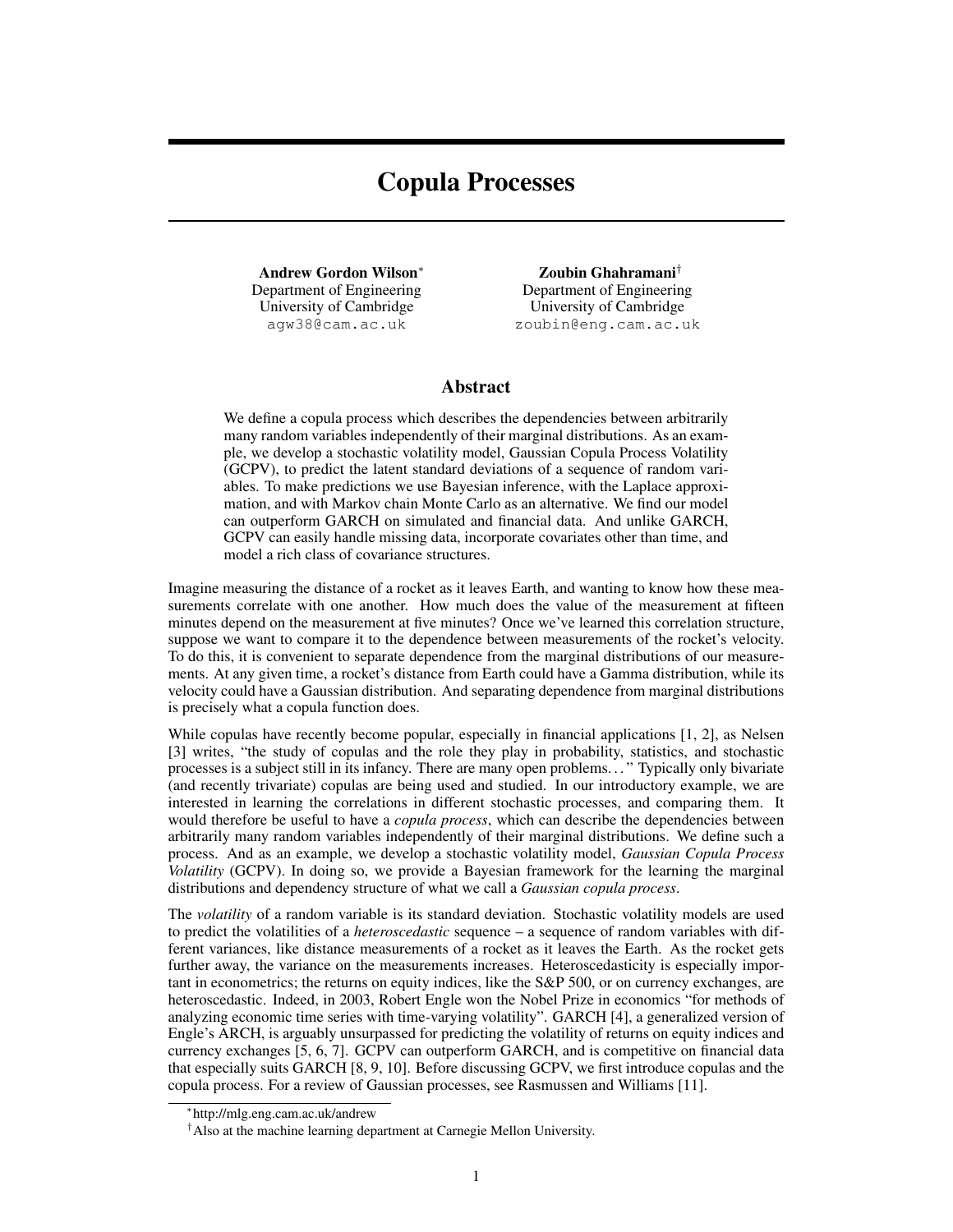# Copula Processes

**Andrew Gordon Wilson**[*]
Department of Engineering
University of Cambridge
agw38@cam.ac.uk

**Zoubin Ghahramani**[†]
Department of Engineering
University of Cambridge
zoubin@eng.cam.ac.uk

## Abstract

We define a copula process which describes the dependencies between arbitrarily many random variables independently of their marginal distributions. As an example, we develop a stochastic volatility model, Gaussian Copula Process Volatility (GCPV), to predict the latent standard deviations of a sequence of random variables. To make predictions we use Bayesian inference, with the Laplace approximation, and with Markov chain Monte Carlo as an alternative. We find our model can outperform GARCH on simulated and financial data. And unlike GARCH, GCPV can easily handle missing data, incorporate covariates other than time, and model a rich class of covariance structures.

Imagine measuring the distance of a rocket as it leaves Earth, and wanting to know how these measurements correlate with one another. How much does the value of the measurement at fifteen minutes depend on the measurement at five minutes? Once we've learned this correlation structure, suppose we want to compare it to the dependence between measurements of the rocket's velocity. To do this, it is convenient to separate dependence from the marginal distributions of our measurements. At any given time, a rocket's distance from Earth could have a Gamma distribution, while its velocity could have a Gaussian distribution. And separating dependence from marginal distributions is precisely what a copula function does.

While copulas have recently become popular, especially in financial applications [1, 2], as Nelsen [3] writes, "the study of copulas and the role they play in probability, statistics, and stochastic processes is a subject still in its infancy. There are many open problems. . . " Typically only bivariate (and recently trivariate) copulas are being used and studied. In our introductory example, we are interested in learning the correlations in different stochastic processes, and comparing them. It would therefore be useful to have a *copula process*, which can describe the dependencies between arbitrarily many random variables independently of their marginal distributions. We define such a process. And as an example, we develop a stochastic volatility model, *Gaussian Copula Process Volatility* (GCPV). In doing so, we provide a Bayesian framework for the learning the marginal distributions and dependency structure of what we call a *Gaussian copula process*.

The *volatility* of a random variable is its standard deviation. Stochastic volatility models are used to predict the volatilities of a *heteroscedastic* sequence – a sequence of random variables with different variances, like distance measurements of a rocket as it leaves the Earth. As the rocket gets further away, the variance on the measurements increases. Heteroscedasticity is especially important in econometrics; the returns on equity indices, like the S&P 500, or on currency exchanges, are heteroscedastic. Indeed, in 2003, Robert Engle won the Nobel Prize in economics "for methods of analyzing economic time series with time-varying volatility". GARCH [4], a generalized version of Engle's ARCH, is arguably unsurpassed for predicting the volatility of returns on equity indices and currency exchanges [5, 6, 7]. GCPV can outperform GARCH, and is competitive on financial data that especially suits GARCH [8, 9, 10]. Before discussing GCPV, we first introduce copulas and the copula process. For a review of Gaussian processes, see Rasmussen and Williams [11].

[*] http://mlg.eng.cam.ac.uk/andrew

[†] Also at the machine learning department at Carnegie Mellon University.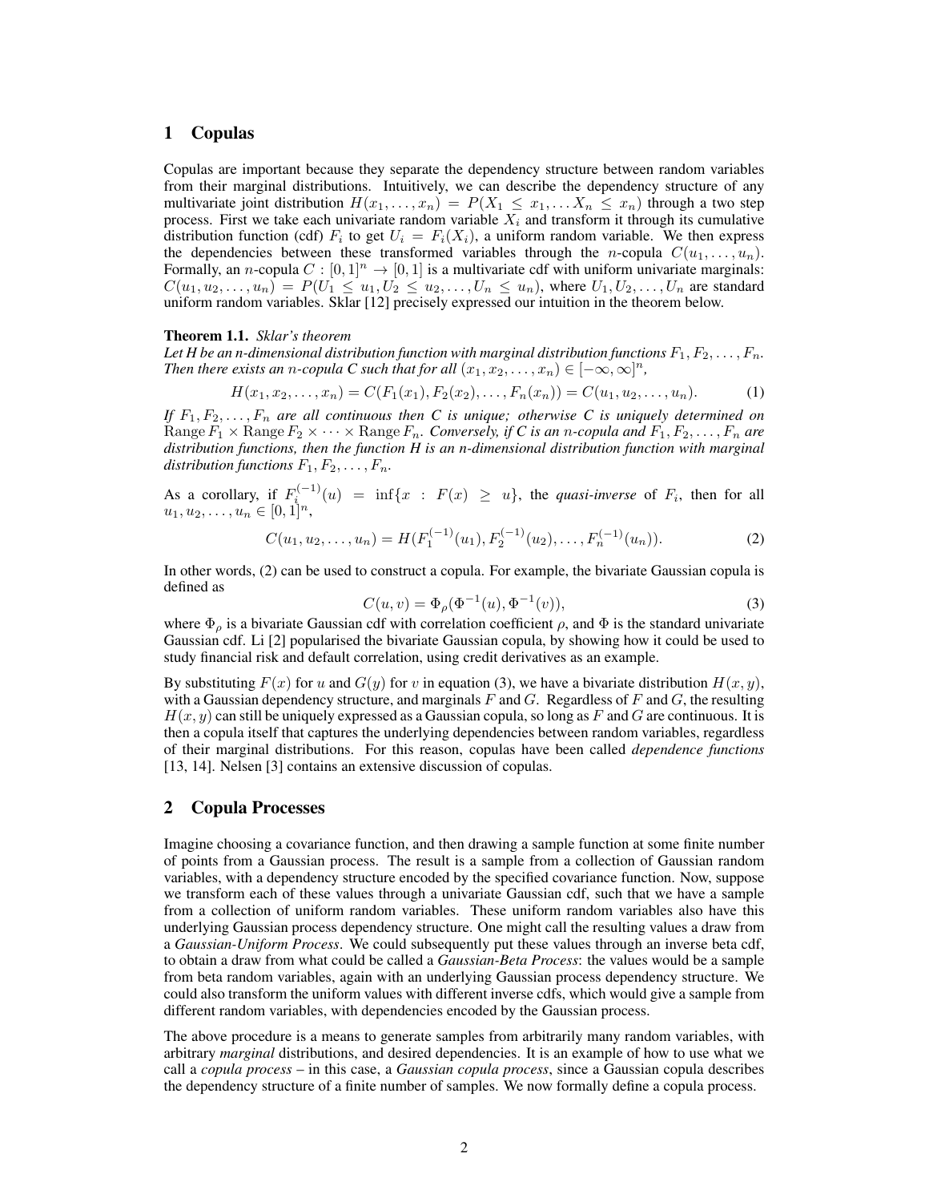## 1 Copulas

Copulas are important because they separate the dependency structure between random variables from their marginal distributions. Intuitively, we can describe the dependency structure of any multivariate joint distribution $H(x_1, \ldots, x_n) = P(X_1 \leq x_1, \ldots X_n \leq x_n)$ through a two step process. First we take each univariate random variable $X_i$ and transform it through its cumulative distribution function (cdf) $F_i$ to get $U_i = F_i(X_i)$, a uniform random variable. We then express the dependencies between these transformed variables through the $n$-copula $C(u_1, \ldots, u_n)$. Formally, an $n$-copula $C : [0, 1]^n \to [0, 1]$ is a multivariate cdf with uniform univariate marginals: $C(u_1, u_2, \ldots, u_n) = P(U_1 \leq u_1, U_2 \leq u_2, \ldots, U_n \leq u_n)$, where $U_1, U_2, \ldots, U_n$ are standard uniform random variables. Sklar [12] precisely expressed our intuition in the theorem below.

**Theorem 1.1.** *Sklar's theorem*
*Let H be an n-dimensional distribution function with marginal distribution functions $F_1, F_2, \ldots, F_n$. Then there exists an $n$-copula C such that for all $(x_1, x_2, \ldots, x_n) \in [-\infty, \infty]^n$,*

$$H(x_1, x_2, \ldots, x_n) = C(F_1(x_1), F_2(x_2), \ldots, F_n(x_n)) = C(u_1, u_2, \ldots, u_n). \tag{1}$$

*If $F_1, F_2, \ldots, F_n$ are all continuous then C is unique; otherwise C is uniquely determined on $\operatorname{Range} F_1 \times \operatorname{Range} F_2 \times \cdots \times \operatorname{Range} F_n$. Conversely, if C is an $n$-copula and $F_1, F_2, \ldots, F_n$ are distribution functions, then the function H is an n-dimensional distribution function with marginal distribution functions $F_1, F_2, \ldots, F_n$.*

As a corollary, if $F_i^{(-1)}(u) = \inf\{x : F(x) \geq u\}$, the *quasi-inverse* of $F_i$, then for all $u_1, u_2, \ldots, u_n \in [0, 1]^n$,

$$C(u_1, u_2, \ldots, u_n) = H(F_1^{(-1)}(u_1), F_2^{(-1)}(u_2), \ldots, F_n^{(-1)}(u_n)). \tag{2}$$

In other words, (2) can be used to construct a copula. For example, the bivariate Gaussian copula is defined as

$$C(u, v) = \Phi_\rho(\Phi^{-1}(u), \Phi^{-1}(v)), \tag{3}$$

where $\Phi_\rho$ is a bivariate Gaussian cdf with correlation coefficient $\rho$, and $\Phi$ is the standard univariate Gaussian cdf. Li [2] popularised the bivariate Gaussian copula, by showing how it could be used to study financial risk and default correlation, using credit derivatives as an example.

By substituting $F(x)$ for $u$ and $G(y)$ for $v$ in equation (3), we have a bivariate distribution $H(x, y)$, with a Gaussian dependency structure, and marginals $F$ and $G$. Regardless of $F$ and $G$, the resulting $H(x, y)$ can still be uniquely expressed as a Gaussian copula, so long as $F$ and $G$ are continuous. It is then a copula itself that captures the underlying dependencies between random variables, regardless of their marginal distributions. For this reason, copulas have been called *dependence functions* [13, 14]. Nelsen [3] contains an extensive discussion of copulas.

## 2 Copula Processes

Imagine choosing a covariance function, and then drawing a sample function at some finite number of points from a Gaussian process. The result is a sample from a collection of Gaussian random variables, with a dependency structure encoded by the specified covariance function. Now, suppose we transform each of these values through a univariate Gaussian cdf, such that we have a sample from a collection of uniform random variables. These uniform random variables also have this underlying Gaussian process dependency structure. One might call the resulting values a draw from a *Gaussian-Uniform Process*. We could subsequently put these values through an inverse beta cdf, to obtain a draw from what could be called a *Gaussian-Beta Process*: the values would be a sample from beta random variables, again with an underlying Gaussian process dependency structure. We could also transform the uniform values with different inverse cdfs, which would give a sample from different random variables, with dependencies encoded by the Gaussian process.

The above procedure is a means to generate samples from arbitrarily many random variables, with arbitrary *marginal* distributions, and desired dependencies. It is an example of how to use what we call a *copula process* – in this case, a *Gaussian copula process*, since a Gaussian copula describes the dependency structure of a finite number of samples. We now formally define a copula process.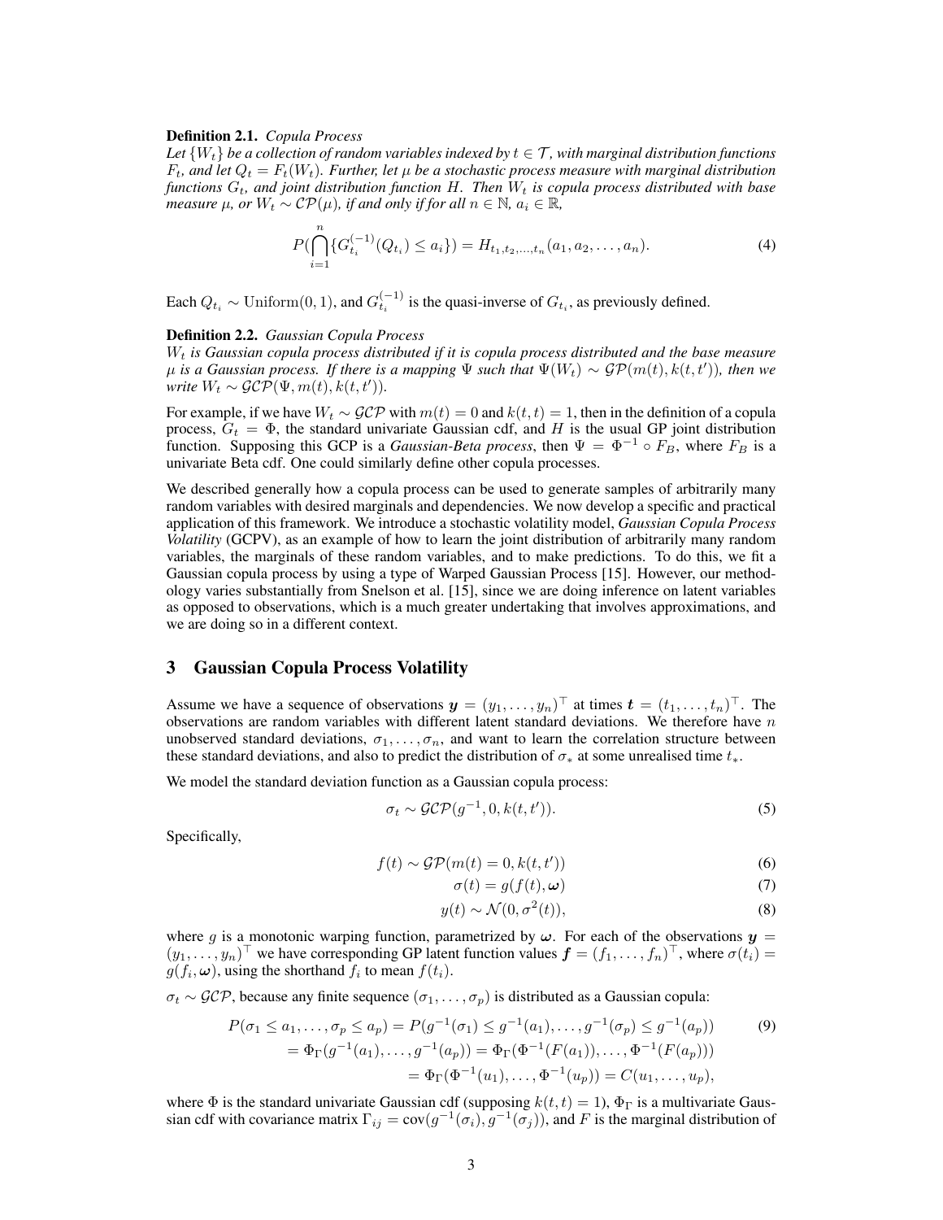**Definition 2.1.** *Copula Process*
*Let $\{W_t\}$ be a collection of random variables indexed by $t \in \mathcal{T}$, with marginal distribution functions $F_t$, and let $Q_t = F_t(W_t)$. Further, let $\mu$ be a stochastic process measure with marginal distribution functions $G_t$, and joint distribution function $H$. Then $W_t$ is copula process distributed with base measure $\mu$, or $W_t \sim \mathcal{CP}(\mu)$, if and only if for all $n \in \mathbb{N}$, $a_i \in \mathbb{R}$,*

$$P(\bigcap_{i=1}^{n} \{G_{t_i}^{(-1)}(Q_{t_i}) \leq a_i\}) = H_{t_1,t_2,\ldots,t_n}(a_1, a_2, \ldots, a_n). \tag{4}$$

Each $Q_{t_i} \sim \text{Uniform}(0, 1)$, and $G_{t_i}^{(-1)}$ is the quasi-inverse of $G_{t_i}$, as previously defined.

**Definition 2.2.** *Gaussian Copula Process*
*$W_t$ is Gaussian copula process distributed if it is copula process distributed and the base measure $\mu$ is a Gaussian process. If there is a mapping $\Psi$ such that $\Psi(W_t) \sim \mathcal{GP}(m(t), k(t, t'))$, then we write $W_t \sim \mathcal{GCP}(\Psi, m(t), k(t, t'))$.*

For example, if we have $W_t \sim \mathcal{GCP}$ with $m(t) = 0$ and $k(t, t) = 1$, then in the definition of a copula process, $G_t = \Phi$, the standard univariate Gaussian cdf, and $H$ is the usual GP joint distribution function. Supposing this GCP is a *Gaussian-Beta process*, then $\Psi = \Phi^{-1} \circ F_B$, where $F_B$ is a univariate Beta cdf. One could similarly define other copula processes.

We described generally how a copula process can be used to generate samples of arbitrarily many random variables with desired marginals and dependencies. We now develop a specific and practical application of this framework. We introduce a stochastic volatility model, *Gaussian Copula Process Volatility* (GCPV), as an example of how to learn the joint distribution of arbitrarily many random variables, the marginals of these random variables, and to make predictions. To do this, we fit a Gaussian copula process by using a type of Warped Gaussian Process [15]. However, our methodology varies substantially from Snelson et al. [15], since we are doing inference on latent variables as opposed to observations, which is a much greater undertaking that involves approximations, and we are doing so in a different context.

## 3 Gaussian Copula Process Volatility

Assume we have a sequence of observations $\boldsymbol{y} = (y_1, \ldots, y_n)^\top$ at times $\boldsymbol{t} = (t_1, \ldots, t_n)^\top$. The observations are random variables with different latent standard deviations. We therefore have $n$ unobserved standard deviations, $\sigma_1, \ldots, \sigma_n$, and want to learn the correlation structure between these standard deviations, and also to predict the distribution of $\sigma_*$ at some unrealised time $t_*$.

We model the standard deviation function as a Gaussian copula process:

$$\sigma_t \sim \mathcal{GCP}(g^{-1}, 0, k(t, t')). \tag{5}$$

Specifically,

$$f(t) \sim \mathcal{GP}(m(t) = 0, k(t, t')) \tag{6}$$

$$\sigma(t) = g(f(t), \boldsymbol{\omega}) \tag{7}$$

$$y(t) \sim \mathcal{N}(0, \sigma^2(t)), \tag{8}$$

where $g$ is a monotonic warping function, parametrized by $\boldsymbol{\omega}$. For each of the observations $\boldsymbol{y} = (y_1, \ldots, y_n)^\top$ we have corresponding GP latent function values $\boldsymbol{f} = (f_1, \ldots, f_n)^\top$, where $\sigma(t_i) = g(f_i, \boldsymbol{\omega})$, using the shorthand $f_i$ to mean $f(t_i)$.

$\sigma_t \sim \mathcal{GCP}$, because any finite sequence $(\sigma_1, \ldots, \sigma_p)$ is distributed as a Gaussian copula:

$$\begin{aligned}
P(\sigma_1 \leq a_1, \ldots, \sigma_p \leq a_p) &= P(g^{-1}(\sigma_1) \leq g^{-1}(a_1), \ldots, g^{-1}(\sigma_p) \leq g^{-1}(a_p)) \\
&= \Phi_\Gamma(g^{-1}(a_1), \ldots, g^{-1}(a_p)) = \Phi_\Gamma(\Phi^{-1}(F(a_1)), \ldots, \Phi^{-1}(F(a_p))) \\
&= \Phi_\Gamma(\Phi^{-1}(u_1), \ldots, \Phi^{-1}(u_p)) = C(u_1, \ldots, u_p),
\end{aligned} \tag{9}$$

where $\Phi$ is the standard univariate Gaussian cdf (supposing $k(t, t) = 1$), $\Phi_\Gamma$ is a multivariate Gaussian cdf with covariance matrix $\Gamma_{ij} = \text{cov}(g^{-1}(\sigma_i), g^{-1}(\sigma_j))$, and $F$ is the marginal distribution of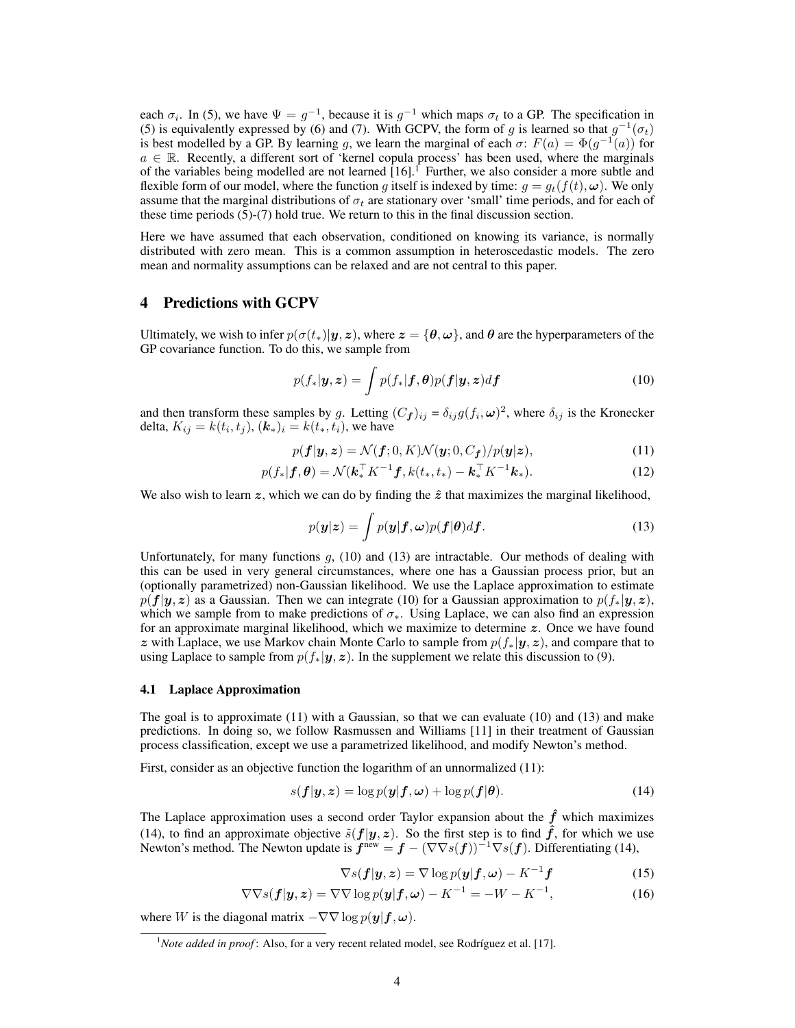each $\sigma_i$. In (5), we have $\Psi = g^{-1}$, because it is $g^{-1}$ which maps $\sigma_t$ to a GP. The specification in (5) is equivalently expressed by (6) and (7). With GCPV, the form of $g$ is learned so that $g^{-1}(\sigma_t)$ is best modelled by a GP. By learning $g$, we learn the marginal of each $\sigma$: $F(a) = \Phi(g^{-1}(a))$ for $a \in \mathbb{R}$. Recently, a different sort of 'kernel copula process' has been used, where the marginals of the variables being modelled are not learned [16].[1] Further, we also consider a more subtle and flexible form of our model, where the function $g$ itself is indexed by time: $g = g_t(f(t), \boldsymbol{\omega})$. We only assume that the marginal distributions of $\sigma_t$ are stationary over 'small' time periods, and for each of these time periods (5)-(7) hold true. We return to this in the final discussion section.

Here we have assumed that each observation, conditioned on knowing its variance, is normally distributed with zero mean. This is a common assumption in heteroscedastic models. The zero mean and normality assumptions can be relaxed and are not central to this paper.

## 4 Predictions with GCPV

Ultimately, we wish to infer $p(\sigma(t_*)|\boldsymbol{y}, \boldsymbol{z})$, where $\boldsymbol{z} = \{\boldsymbol{\theta}, \boldsymbol{\omega}\}$, and $\boldsymbol{\theta}$ are the hyperparameters of the GP covariance function. To do this, we sample from

$$p(f_*|\boldsymbol{y}, \boldsymbol{z}) = \int p(f_*|\boldsymbol{f}, \boldsymbol{\theta}) p(\boldsymbol{f}|\boldsymbol{y}, \boldsymbol{z}) d\boldsymbol{f} \tag{10}$$

and then transform these samples by $g$. Letting $(C_{\boldsymbol{f}})_{ij} = \delta_{ij} g(f_i, \boldsymbol{\omega})^2$, where $\delta_{ij}$ is the Kronecker delta, $K_{ij} = k(t_i, t_j)$, $(\boldsymbol{k}_*)_i = k(t_*, t_i)$, we have

$$p(\boldsymbol{f}|\boldsymbol{y}, \boldsymbol{z}) = \mathcal{N}(\boldsymbol{f}; 0, K)\mathcal{N}(\boldsymbol{y}; 0, C_{\boldsymbol{f}})/p(\boldsymbol{y}|\boldsymbol{z}), \tag{11}$$

$$p(f_*|\boldsymbol{f}, \boldsymbol{\theta}) = \mathcal{N}(\boldsymbol{k}_*^\top K^{-1}\boldsymbol{f}, k(t_*, t_*) - \boldsymbol{k}_*^\top K^{-1}\boldsymbol{k}_*). \tag{12}$$

We also wish to learn $\boldsymbol{z}$, which we can do by finding the $\hat{\boldsymbol{z}}$ that maximizes the marginal likelihood,

$$p(\boldsymbol{y}|\boldsymbol{z}) = \int p(\boldsymbol{y}|\boldsymbol{f}, \boldsymbol{\omega}) p(\boldsymbol{f}|\boldsymbol{\theta}) d\boldsymbol{f}. \tag{13}$$

Unfortunately, for many functions $g$, (10) and (13) are intractable. Our methods of dealing with this can be used in very general circumstances, where one has a Gaussian process prior, but an (optionally parametrized) non-Gaussian likelihood. We use the Laplace approximation to estimate $p(\boldsymbol{f}|\boldsymbol{y}, \boldsymbol{z})$ as a Gaussian. Then we can integrate (10) for a Gaussian approximation to $p(f_*|\boldsymbol{y}, \boldsymbol{z})$, which we sample from to make predictions of $\sigma_*$. Using Laplace, we can also find an expression for an approximate marginal likelihood, which we maximize to determine $\boldsymbol{z}$. Once we have found $\boldsymbol{z}$ with Laplace, we use Markov chain Monte Carlo to sample from $p(f_*|\boldsymbol{y}, \boldsymbol{z})$, and compare that to using Laplace to sample from $p(f_*|\boldsymbol{y}, \boldsymbol{z})$. In the supplement we relate this discussion to (9).

### 4.1 Laplace Approximation

The goal is to approximate (11) with a Gaussian, so that we can evaluate (10) and (13) and make predictions. In doing so, we follow Rasmussen and Williams [11] in their treatment of Gaussian process classification, except we use a parametrized likelihood, and modify Newton's method.

First, consider as an objective function the logarithm of an unnormalized (11):

$$s(\boldsymbol{f}|\boldsymbol{y}, \boldsymbol{z}) = \log p(\boldsymbol{y}|\boldsymbol{f}, \boldsymbol{\omega}) + \log p(\boldsymbol{f}|\boldsymbol{\theta}). \tag{14}$$

The Laplace approximation uses a second order Taylor expansion about the $\hat{\boldsymbol{f}}$ which maximizes (14), to find an approximate objective $\tilde{s}(\boldsymbol{f}|\boldsymbol{y}, \boldsymbol{z})$. So the first step is to find $\hat{\boldsymbol{f}}$, for which we use Newton's method. The Newton update is $\boldsymbol{f}^{\text{new}} = \boldsymbol{f} - (\nabla\nabla s(\boldsymbol{f}))^{-1}\nabla s(\boldsymbol{f})$. Differentiating (14),

$$\nabla s(\boldsymbol{f}|\boldsymbol{y}, \boldsymbol{z}) = \nabla \log p(\boldsymbol{y}|\boldsymbol{f}, \boldsymbol{\omega}) - K^{-1}\boldsymbol{f} \tag{15}$$

$$\nabla\nabla s(\boldsymbol{f}|\boldsymbol{y}, \boldsymbol{z}) = \nabla\nabla \log p(\boldsymbol{y}|\boldsymbol{f}, \boldsymbol{\omega}) - K^{-1} = -W - K^{-1}, \tag{16}$$

where $W$ is the diagonal matrix $-\nabla\nabla \log p(\boldsymbol{y}|\boldsymbol{f}, \boldsymbol{\omega})$.

[1] *Note added in proof*: Also, for a very recent related model, see Rodríguez et al. [17].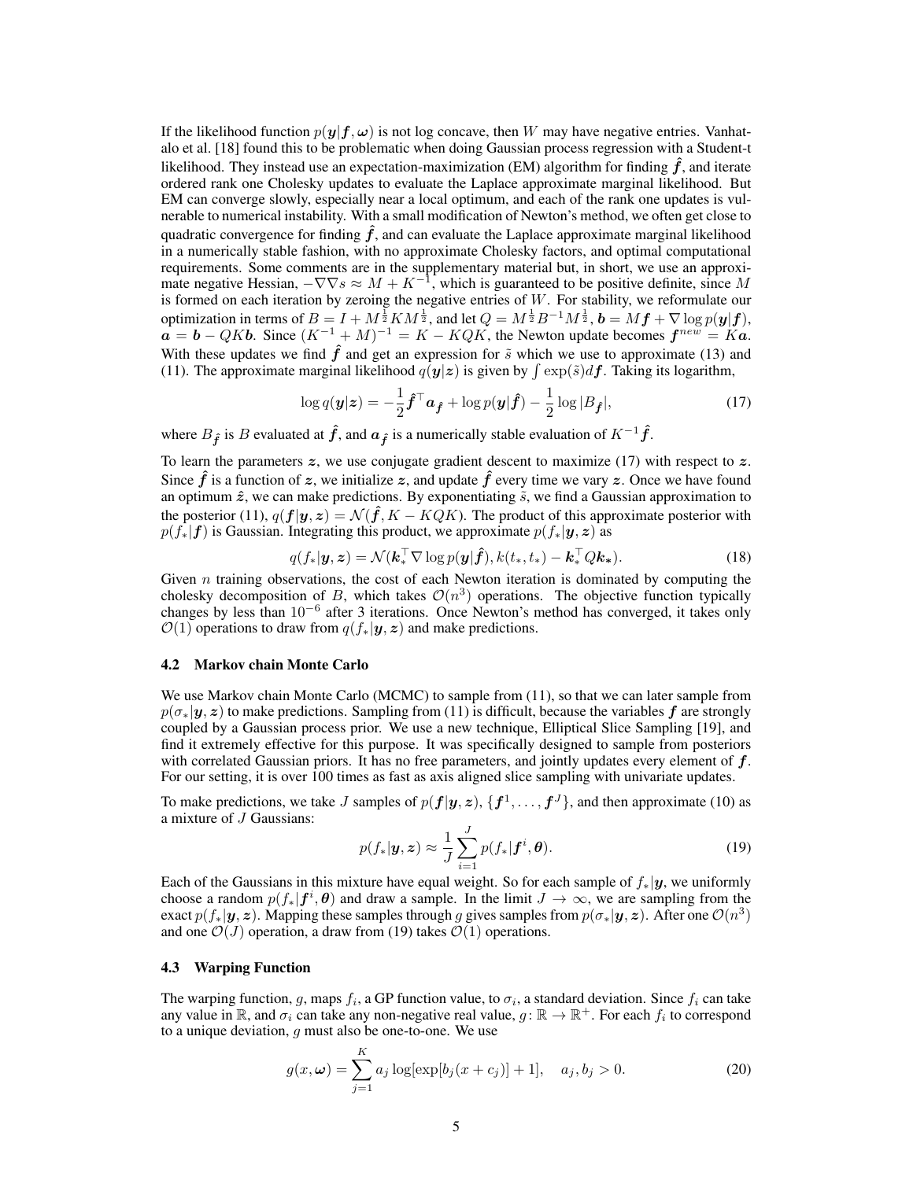If the likelihood function $p(\boldsymbol{y}|\boldsymbol{f},\boldsymbol{\omega})$ is not log concave, then $W$ may have negative entries. Vanhatalo et al. [18] found this to be problematic when doing Gaussian process regression with a Student-t likelihood. They instead use an expectation-maximization (EM) algorithm for finding $\hat{\boldsymbol{f}}$, and iterate ordered rank one Cholesky updates to evaluate the Laplace approximate marginal likelihood. But EM can converge slowly, especially near a local optimum, and each of the rank one updates is vulnerable to numerical instability. With a small modification of Newton's method, we often get close to quadratic convergence for finding $\hat{\boldsymbol{f}}$, and can evaluate the Laplace approximate marginal likelihood in a numerically stable fashion, with no approximate Cholesky factors, and optimal computational requirements. Some comments are in the supplementary material but, in short, we use an approximate negative Hessian, $-\nabla\nabla s \approx M + K^{-1}$, which is guaranteed to be positive definite, since $M$ is formed on each iteration by zeroing the negative entries of $W$. For stability, we reformulate our optimization in terms of $B = I + M^{\frac{1}{2}}KM^{\frac{1}{2}}$, and let $Q = M^{\frac{1}{2}}B^{-1}M^{\frac{1}{2}}$, $\boldsymbol{b} = M\boldsymbol{f} + \nabla \log p(\boldsymbol{y}|\boldsymbol{f})$, $\boldsymbol{a} = \boldsymbol{b} - QK\boldsymbol{b}$. Since $(K^{-1}+M)^{-1} = K - KQK$, the Newton update becomes $\boldsymbol{f}^{new} = K\boldsymbol{a}$. With these updates we find $\hat{\boldsymbol{f}}$ and get an expression for $\tilde{s}$ which we use to approximate (13) and (11). The approximate marginal likelihood $q(\boldsymbol{y}|\boldsymbol{z})$ is given by $\int \exp(\tilde{s})d\boldsymbol{f}$. Taking its logarithm,

$$\log q(\boldsymbol{y}|\boldsymbol{z}) = -\frac{1}{2}\hat{\boldsymbol{f}}^{\top}\boldsymbol{a}_{\hat{\boldsymbol{f}}} + \log p(\boldsymbol{y}|\hat{\boldsymbol{f}}) - \frac{1}{2}\log|B_{\hat{\boldsymbol{f}}}|, \tag{17}$$

where $B_{\hat{\boldsymbol{f}}}$ is $B$ evaluated at $\hat{\boldsymbol{f}}$, and $\boldsymbol{a}_{\hat{\boldsymbol{f}}}$ is a numerically stable evaluation of $K^{-1}\hat{\boldsymbol{f}}$.

To learn the parameters $\boldsymbol{z}$, we use conjugate gradient descent to maximize (17) with respect to $\boldsymbol{z}$. Since $\hat{\boldsymbol{f}}$ is a function of $\boldsymbol{z}$, we initialize $\boldsymbol{z}$, and update $\hat{\boldsymbol{f}}$ every time we vary $\boldsymbol{z}$. Once we have found an optimum $\hat{\boldsymbol{z}}$, we can make predictions. By exponentiating $\tilde{s}$, we find a Gaussian approximation to the posterior (11), $q(\boldsymbol{f}|\boldsymbol{y},\boldsymbol{z}) = \mathcal{N}(\hat{\boldsymbol{f}}, K - KQK)$. The product of this approximate posterior with $p(f_*|\boldsymbol{f})$ is Gaussian. Integrating this product, we approximate $p(f_*|\boldsymbol{y},\boldsymbol{z})$ as

$$q(f_*|\boldsymbol{y},\boldsymbol{z}) = \mathcal{N}(\boldsymbol{k}_*^{\top}\nabla \log p(\boldsymbol{y}|\hat{\boldsymbol{f}}), k(t_*,t_*) - \boldsymbol{k}_*^{\top}Q\boldsymbol{k}_*). \tag{18}$$

Given $n$ training observations, the cost of each Newton iteration is dominated by computing the cholesky decomposition of $B$, which takes $\mathcal{O}(n^3)$ operations. The objective function typically changes by less than $10^{-6}$ after 3 iterations. Once Newton's method has converged, it takes only $\mathcal{O}(1)$ operations to draw from $q(f_*|\boldsymbol{y},\boldsymbol{z})$ and make predictions.

### 4.2 Markov chain Monte Carlo

We use Markov chain Monte Carlo (MCMC) to sample from (11), so that we can later sample from $p(\sigma_*|\boldsymbol{y},\boldsymbol{z})$ to make predictions. Sampling from (11) is difficult, because the variables $\boldsymbol{f}$ are strongly coupled by a Gaussian process prior. We use a new technique, Elliptical Slice Sampling [19], and find it extremely effective for this purpose. It was specifically designed to sample from posteriors with correlated Gaussian priors. It has no free parameters, and jointly updates every element of $\boldsymbol{f}$. For our setting, it is over 100 times as fast as axis aligned slice sampling with univariate updates.

To make predictions, we take $J$ samples of $p(\boldsymbol{f}|\boldsymbol{y},\boldsymbol{z})$, $\{\boldsymbol{f}^1,\ldots,\boldsymbol{f}^J\}$, and then approximate (10) as a mixture of $J$ Gaussians:

$$p(f_*|\boldsymbol{y},\boldsymbol{z}) \approx \frac{1}{J}\sum_{i=1}^{J} p(f_*|\boldsymbol{f}^i,\boldsymbol{\theta}). \tag{19}$$

Each of the Gaussians in this mixture have equal weight. So for each sample of $f_*|\boldsymbol{y}$, we uniformly choose a random $p(f_*|\boldsymbol{f}^i,\boldsymbol{\theta})$ and draw a sample. In the limit $J \to \infty$, we are sampling from the exact $p(f_*|\boldsymbol{y},\boldsymbol{z})$. Mapping these samples through $g$ gives samples from $p(\sigma_*|\boldsymbol{y},\boldsymbol{z})$. After one $\mathcal{O}(n^3)$ and one $\mathcal{O}(J)$ operation, a draw from (19) takes $\mathcal{O}(1)$ operations.

### 4.3 Warping Function

The warping function, $g$, maps $f_i$, a GP function value, to $\sigma_i$, a standard deviation. Since $f_i$ can take any value in $\mathbb{R}$, and $\sigma_i$ can take any non-negative real value, $g\colon \mathbb{R} \to \mathbb{R}^+$. For each $f_i$ to correspond to a unique deviation, $g$ must also be one-to-one. We use

$$g(x,\boldsymbol{\omega}) = \sum_{j=1}^{K} a_j \log[\exp[b_j(x+c_j)] + 1], \quad a_j, b_j > 0. \tag{20}$$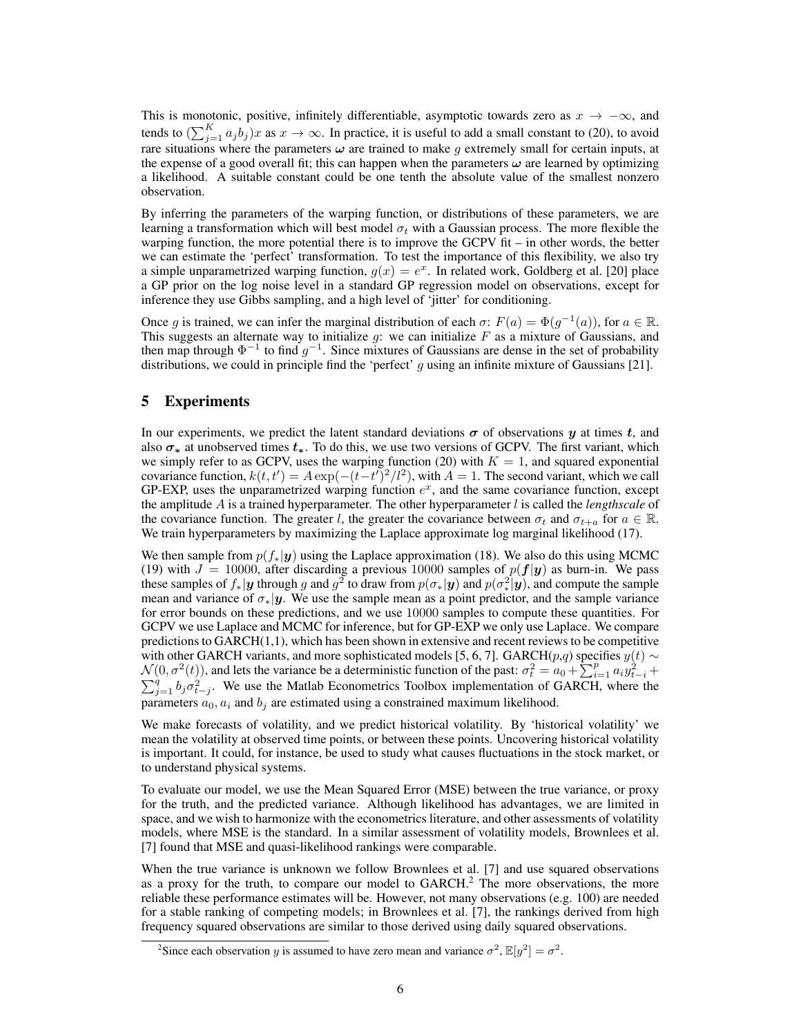This is monotonic, positive, infinitely differentiable, asymptotic towards zero as $x \to -\infty$, and tends to $(\sum_{j=1}^{K} a_j b_j)x$ as $x \to \infty$. In practice, it is useful to add a small constant to (20), to avoid rare situations where the parameters $\boldsymbol{\omega}$ are trained to make $g$ extremely small for certain inputs, at the expense of a good overall fit; this can happen when the parameters $\boldsymbol{\omega}$ are learned by optimizing a likelihood. A suitable constant could be one tenth the absolute value of the smallest nonzero observation.

By inferring the parameters of the warping function, or distributions of these parameters, we are learning a transformation which will best model $\sigma_t$ with a Gaussian process. The more flexible the warping function, the more potential there is to improve the GCPV fit – in other words, the better we can estimate the 'perfect' transformation. To test the importance of this flexibility, we also try a simple unparametrized warping function, $g(x) = e^x$. In related work, Goldberg et al. [20] place a GP prior on the log noise level in a standard GP regression model on observations, except for inference they use Gibbs sampling, and a high level of 'jitter' for conditioning.

Once $g$ is trained, we can infer the marginal distribution of each $\sigma$: $F(a) = \Phi(g^{-1}(a))$, for $a \in \mathbb{R}$. This suggests an alternate way to initialize $g$: we can initialize $F$ as a mixture of Gaussians, and then map through $\Phi^{-1}$ to find $g^{-1}$. Since mixtures of Gaussians are dense in the set of probability distributions, we could in principle find the 'perfect' $g$ using an infinite mixture of Gaussians [21].

# 5 Experiments

In our experiments, we predict the latent standard deviations $\boldsymbol{\sigma}$ of observations $\boldsymbol{y}$ at times $\boldsymbol{t}$, and also $\boldsymbol{\sigma_*}$ at unobserved times $\boldsymbol{t_*}$. To do this, we use two versions of GCPV. The first variant, which we simply refer to as GCPV, uses the warping function (20) with $K = 1$, and squared exponential covariance function, $k(t, t') = A\exp(-(t-t')^2/l^2)$, with $A = 1$. The second variant, which we call GP-EXP, uses the unparametrized warping function $e^x$, and the same covariance function, except the amplitude $A$ is a trained hyperparameter. The other hyperparameter $l$ is called the *lengthscale* of the covariance function. The greater $l$, the greater the covariance between $\sigma_t$ and $\sigma_{t+a}$ for $a \in \mathbb{R}$. We train hyperparameters by maximizing the Laplace approximate log marginal likelihood (17).

We then sample from $p(f_*|\boldsymbol{y})$ using the Laplace approximation (18). We also do this using MCMC (19) with $J = 10000$, after discarding a previous 10000 samples of $p(\boldsymbol{f}|\boldsymbol{y})$ as burn-in. We pass these samples of $f_*|\boldsymbol{y}$ through $g$ and $g^2$ to draw from $p(\sigma_*|\boldsymbol{y})$ and $p(\sigma_*^2|\boldsymbol{y})$, and compute the sample mean and variance of $\sigma_*|\boldsymbol{y}$. We use the sample mean as a point predictor, and the sample variance for error bounds on these predictions, and we use 10000 samples to compute these quantities. For GCPV we use Laplace and MCMC for inference, but for GP-EXP we only use Laplace. We compare predictions to GARCH(1,1), which has been shown in extensive and recent reviews to be competitive with other GARCH variants, and more sophisticated models [5, 6, 7]. GARCH($p$,$q$) specifies $y(t) \sim \mathcal{N}(0, \sigma^2(t))$, and lets the variance be a deterministic function of the past: $\sigma_t^2 = a_0 + \sum_{i=1}^{p} a_i y_{t-i}^2 + \sum_{j=1}^{q} b_j \sigma_{t-j}^2$. We use the Matlab Econometrics Toolbox implementation of GARCH, where the parameters $a_0$, $a_i$ and $b_j$ are estimated using a constrained maximum likelihood.

We make forecasts of volatility, and we predict historical volatility. By 'historical volatility' we mean the volatility at observed time points, or between these points. Uncovering historical volatility is important. It could, for instance, be used to study what causes fluctuations in the stock market, or to understand physical systems.

To evaluate our model, we use the Mean Squared Error (MSE) between the true variance, or proxy for the truth, and the predicted variance. Although likelihood has advantages, we are limited in space, and we wish to harmonize with the econometrics literature, and other assessments of volatility models, where MSE is the standard. In a similar assessment of volatility models, Brownlees et al. [7] found that MSE and quasi-likelihood rankings were comparable.

When the true variance is unknown we follow Brownlees et al. [7] and use squared observations as a proxy for the truth, to compare our model to GARCH.[2] The more observations, the more reliable these performance estimates will be. However, not many observations (e.g. 100) are needed for a stable ranking of competing models; in Brownlees et al. [7], the rankings derived from high frequency squared observations are similar to those derived using daily squared observations.

[2] Since each observation $y$ is assumed to have zero mean and variance $\sigma^2$, $\mathbb{E}[y^2] = \sigma^2$.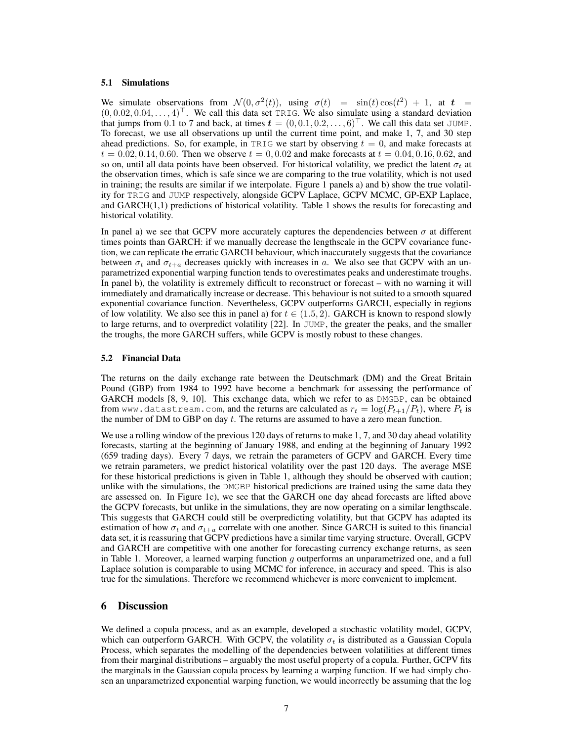### 5.1 Simulations

We simulate observations from $\mathcal{N}(0, \sigma^2(t))$, using $\sigma(t) = \sin(t)\cos(t^2) + 1$, at $\boldsymbol{t} = (0, 0.02, 0.04, \ldots, 4)^\top$. We call this data set `TRIG`. We also simulate using a standard deviation that jumps from 0.1 to 7 and back, at times $\boldsymbol{t} = (0, 0.1, 0.2, \ldots, 6)^\top$. We call this data set `JUMP`. To forecast, we use all observations up until the current time point, and make 1, 7, and 30 step ahead predictions. So, for example, in `TRIG` we start by observing $t = 0$, and make forecasts at $t = 0.02, 0.14, 0.60$. Then we observe $t = 0, 0.02$ and make forecasts at $t = 0.04, 0.16, 0.62$, and so on, until all data points have been observed. For historical volatility, we predict the latent $\sigma_t$ at the observation times, which is safe since we are comparing to the true volatility, which is not used in training; the results are similar if we interpolate. Figure 1 panels a) and b) show the true volatility for `TRIG` and `JUMP` respectively, alongside GCPV Laplace, GCPV MCMC, GP-EXP Laplace, and GARCH(1,1) predictions of historical volatility. Table 1 shows the results for forecasting and historical volatility.

In panel a) we see that GCPV more accurately captures the dependencies between $\sigma$ at different times points than GARCH: if we manually decrease the lengthscale in the GCPV covariance function, we can replicate the erratic GARCH behaviour, which inaccurately suggests that the covariance between $\sigma_t$ and $\sigma_{t+a}$ decreases quickly with increases in $a$. We also see that GCPV with an unparametrized exponential warping function tends to overestimates peaks and underestimate troughs. In panel b), the volatility is extremely difficult to reconstruct or forecast – with no warning it will immediately and dramatically increase or decrease. This behaviour is not suited to a smooth squared exponential covariance function. Nevertheless, GCPV outperforms GARCH, especially in regions of low volatility. We also see this in panel a) for $t \in (1.5, 2)$. GARCH is known to respond slowly to large returns, and to overpredict volatility [22]. In `JUMP`, the greater the peaks, and the smaller the troughs, the more GARCH suffers, while GCPV is mostly robust to these changes.

### 5.2 Financial Data

The returns on the daily exchange rate between the Deutschmark (DM) and the Great Britain Pound (GBP) from 1984 to 1992 have become a benchmark for assessing the performance of GARCH models [8, 9, 10]. This exchange data, which we refer to as `DMGBP`, can be obtained from `www.datastream.com`, and the returns are calculated as $r_t = \log(P_{t+1}/P_t)$, where $P_t$ is the number of DM to GBP on day $t$. The returns are assumed to have a zero mean function.

We use a rolling window of the previous 120 days of returns to make 1, 7, and 30 day ahead volatility forecasts, starting at the beginning of January 1988, and ending at the beginning of January 1992 (659 trading days). Every 7 days, we retrain the parameters of GCPV and GARCH. Every time we retrain parameters, we predict historical volatility over the past 120 days. The average MSE for these historical predictions is given in Table 1, although they should be observed with caution; unlike with the simulations, the `DMGBP` historical predictions are trained using the same data they are assessed on. In Figure 1c), we see that the GARCH one day ahead forecasts are lifted above the GCPV forecasts, but unlike in the simulations, they are now operating on a similar lengthscale. This suggests that GARCH could still be overpredicting volatility, but that GCPV has adapted its estimation of how $\sigma_t$ and $\sigma_{t+a}$ correlate with one another. Since GARCH is suited to this financial data set, it is reassuring that GCPV predictions have a similar time varying structure. Overall, GCPV and GARCH are competitive with one another for forecasting currency exchange returns, as seen in Table 1. Moreover, a learned warping function $g$ outperforms an unparametrized one, and a full Laplace solution is comparable to using MCMC for inference, in accuracy and speed. This is also true for the simulations. Therefore we recommend whichever is more convenient to implement.

## 6 Discussion

We defined a copula process, and as an example, developed a stochastic volatility model, GCPV, which can outperform GARCH. With GCPV, the volatility $\sigma_t$ is distributed as a Gaussian Copula Process, which separates the modelling of the dependencies between volatilities at different times from their marginal distributions – arguably the most useful property of a copula. Further, GCPV fits the marginals in the Gaussian copula process by learning a warping function. If we had simply chosen an unparametrized exponential warping function, we would incorrectly be assuming that the log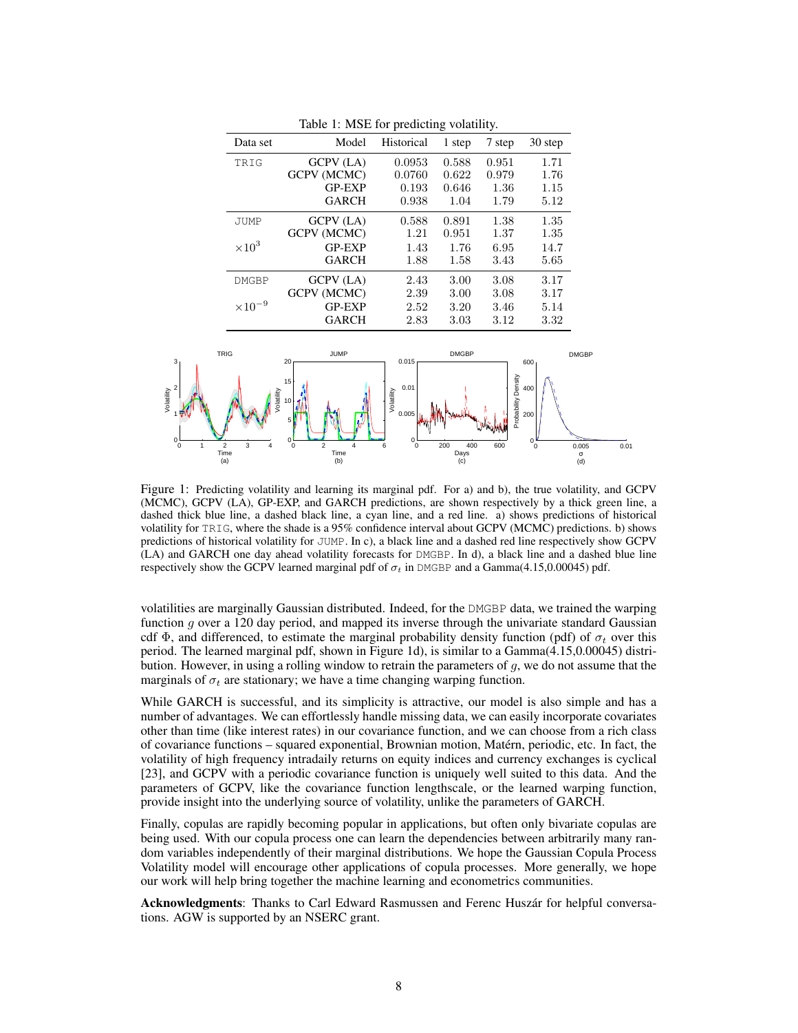Table 1: MSE for predicting volatility.

| Data set | Model | Historical | 1 step | 7 step | 30 step |
|---|---|---|---|---|---|
| TRIG | GCPV (LA) | 0.0953 | 0.588 | 0.951 | 1.71 |
| | GCPV (MCMC) | 0.0760 | 0.622 | 0.979 | 1.76 |
| | GP-EXP | 0.193 | 0.646 | 1.36 | 1.15 |
| | GARCH | 0.938 | 1.04 | 1.79 | 5.12 |
| JUMP | GCPV (LA) | 0.588 | 0.891 | 1.38 | 1.35 |
| | GCPV (MCMC) | 1.21 | 0.951 | 1.37 | 1.35 |
| $\times 10^3$ | GP-EXP | 1.43 | 1.76 | 6.95 | 14.7 |
| | GARCH | 1.88 | 1.58 | 3.43 | 5.65 |
| DMGBP | GCPV (LA) | 2.43 | 3.00 | 3.08 | 3.17 |
| | GCPV (MCMC) | 2.39 | 3.00 | 3.08 | 3.17 |
| $\times 10^{-9}$ | GP-EXP | 2.52 | 3.20 | 3.46 | 5.14 |
| | GARCH | 2.83 | 3.03 | 3.12 | 3.32 |

Figure 1: Predicting volatility and learning its marginal pdf. For a) and b), the true volatility, and GCPV (MCMC), GCPV (LA), GP-EXP, and GARCH predictions, are shown respectively by a thick green line, a dashed thick blue line, a dashed black line, a cyan line, and a red line. a) shows predictions of historical volatility for TRIG, where the shade is a 95% confidence interval about GCPV (MCMC) predictions. b) shows predictions of historical volatility for JUMP. In c), a black line and a dashed red line respectively show GCPV (LA) and GARCH one day ahead volatility forecasts for DMGBP. In d), a black line and a dashed blue line respectively show the GCPV learned marginal pdf of $\sigma_t$ in DMGBP and a Gamma(4.15,0.00045) pdf.

volatilities are marginally Gaussian distributed. Indeed, for the DMGBP data, we trained the warping function $g$ over a 120 day period, and mapped its inverse through the univariate standard Gaussian cdf $\Phi$, and differenced, to estimate the marginal probability density function (pdf) of $\sigma_t$ over this period. The learned marginal pdf, shown in Figure 1d), is similar to a Gamma(4.15,0.00045) distribution. However, in using a rolling window to retrain the parameters of $g$, we do not assume that the marginals of $\sigma_t$ are stationary; we have a time changing warping function.

While GARCH is successful, and its simplicity is attractive, our model is also simple and has a number of advantages. We can effortlessly handle missing data, we can easily incorporate covariates other than time (like interest rates) in our covariance function, and we can choose from a rich class of covariance functions – squared exponential, Brownian motion, Matérn, periodic, etc. In fact, the volatility of high frequency intradaily returns on equity indices and currency exchanges is cyclical [23], and GCPV with a periodic covariance function is uniquely well suited to this data. And the parameters of GCPV, like the covariance function lengthscale, or the learned warping function, provide insight into the underlying source of volatility, unlike the parameters of GARCH.

Finally, copulas are rapidly becoming popular in applications, but often only bivariate copulas are being used. With our copula process one can learn the dependencies between arbitrarily many random variables independently of their marginal distributions. We hope the Gaussian Copula Process Volatility model will encourage other applications of copula processes. More generally, we hope our work will help bring together the machine learning and econometrics communities.

**Acknowledgments**: Thanks to Carl Edward Rasmussen and Ferenc Huszár for helpful conversations. AGW is supported by an NSERC grant.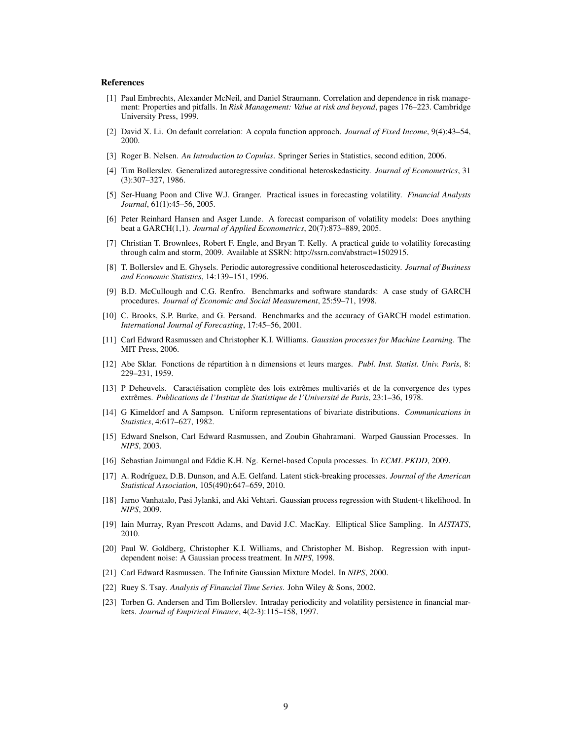### References

[1] Paul Embrechts, Alexander McNeil, and Daniel Straumann. Correlation and dependence in risk management: Properties and pitfalls. In *Risk Management: Value at risk and beyond*, pages 176–223. Cambridge University Press, 1999.

[2] David X. Li. On default correlation: A copula function approach. *Journal of Fixed Income*, 9(4):43–54, 2000.

[3] Roger B. Nelsen. *An Introduction to Copulas*. Springer Series in Statistics, second edition, 2006.

[4] Tim Bollerslev. Generalized autoregressive conditional heteroskedasticity. *Journal of Econometrics*, 31 (3):307–327, 1986.

[5] Ser-Huang Poon and Clive W.J. Granger. Practical issues in forecasting volatility. *Financial Analysts Journal*, 61(1):45–56, 2005.

[6] Peter Reinhard Hansen and Asger Lunde. A forecast comparison of volatility models: Does anything beat a GARCH(1,1). *Journal of Applied Econometrics*, 20(7):873–889, 2005.

[7] Christian T. Brownlees, Robert F. Engle, and Bryan T. Kelly. A practical guide to volatility forecasting through calm and storm, 2009. Available at SSRN: http://ssrn.com/abstract=1502915.

[8] T. Bollerslev and E. Ghysels. Periodic autoregressive conditional heteroscedasticity. *Journal of Business and Economic Statistics*, 14:139–151, 1996.

[9] B.D. McCullough and C.G. Renfro. Benchmarks and software standards: A case study of GARCH procedures. *Journal of Economic and Social Measurement*, 25:59–71, 1998.

[10] C. Brooks, S.P. Burke, and G. Persand. Benchmarks and the accuracy of GARCH model estimation. *International Journal of Forecasting*, 17:45–56, 2001.

[11] Carl Edward Rasmussen and Christopher K.I. Williams. *Gaussian processes for Machine Learning*. The MIT Press, 2006.

[12] Abe Sklar. Fonctions de répartition à n dimensions et leurs marges. *Publ. Inst. Statist. Univ. Paris*, 8: 229–231, 1959.

[13] P Deheuvels. Caractéisation complète des lois extrêmes multivariés et de la convergence des types extrêmes. *Publications de l'Institut de Statistique de l'Université de Paris*, 23:1–36, 1978.

[14] G Kimeldorf and A Sampson. Uniform representations of bivariate distributions. *Communications in Statistics*, 4:617–627, 1982.

[15] Edward Snelson, Carl Edward Rasmussen, and Zoubin Ghahramani. Warped Gaussian Processes. In *NIPS*, 2003.

[16] Sebastian Jaimungal and Eddie K.H. Ng. Kernel-based Copula processes. In *ECML PKDD*, 2009.

[17] A. Rodríguez, D.B. Dunson, and A.E. Gelfand. Latent stick-breaking processes. *Journal of the American Statistical Association*, 105(490):647–659, 2010.

[18] Jarno Vanhatalo, Pasi Jylanki, and Aki Vehtari. Gaussian process regression with Student-t likelihood. In *NIPS*, 2009.

[19] Iain Murray, Ryan Prescott Adams, and David J.C. MacKay. Elliptical Slice Sampling. In *AISTATS*, 2010.

[20] Paul W. Goldberg, Christopher K.I. Williams, and Christopher M. Bishop. Regression with input-dependent noise: A Gaussian process treatment. In *NIPS*, 1998.

[21] Carl Edward Rasmussen. The Infinite Gaussian Mixture Model. In *NIPS*, 2000.

[22] Ruey S. Tsay. *Analysis of Financial Time Series*. John Wiley & Sons, 2002.

[23] Torben G. Andersen and Tim Bollerslev. Intraday periodicity and volatility persistence in financial markets. *Journal of Empirical Finance*, 4(2-3):115–158, 1997.